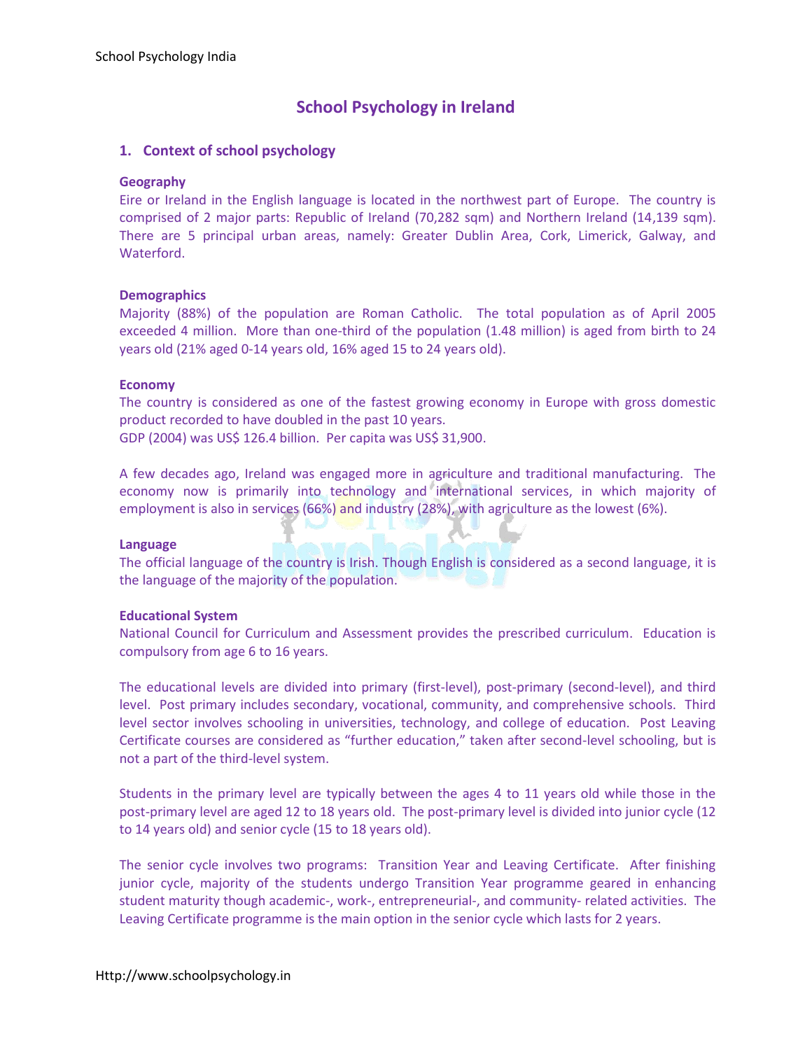# School Psychology in Ireland

## 1. Context of school psychology

### Geography

Eire or Ireland in the English language is located in the northwest part of Europe. The country is comprised of 2 major parts: Republic of Ireland (70,282 sqm) and Northern Ireland (14,139 sqm). There are 5 principal urban areas, namely: Greater Dublin Area, Cork, Limerick, Galway, and Waterford.

### Demographics

Majority (88%) of the population are Roman Catholic. The total population as of April 2005 exceeded 4 million. More than one-third of the population (1.48 million) is aged from birth to 24 years old (21% aged 0-14 years old, 16% aged 15 to 24 years old).

### Economy

The country is considered as one of the fastest growing economy in Europe with gross domestic product recorded to have doubled in the past 10 years.
GDP (2004) was US$ 126.4 billion. Per capita was US$ 31,900.

A few decades ago, Ireland was engaged more in agriculture and traditional manufacturing. The economy now is primarily into technology and international services, in which majority of employment is also in services (66%) and industry (28%), with agriculture as the lowest (6%).

### Language

The official language of the country is Irish. Though English is considered as a second language, it is the language of the majority of the population.

### Educational System

National Council for Curriculum and Assessment provides the prescribed curriculum. Education is compulsory from age 6 to 16 years.

The educational levels are divided into primary (first-level), post-primary (second-level), and third level. Post primary includes secondary, vocational, community, and comprehensive schools. Third level sector involves schooling in universities, technology, and college of education. Post Leaving Certificate courses are considered as "further education," taken after second-level schooling, but is not a part of the third-level system.

Students in the primary level are typically between the ages 4 to 11 years old while those in the post-primary level are aged 12 to 18 years old. The post-primary level is divided into junior cycle (12 to 14 years old) and senior cycle (15 to 18 years old).

The senior cycle involves two programs: Transition Year and Leaving Certificate. After finishing junior cycle, majority of the students undergo Transition Year programme geared in enhancing student maturity though academic-, work-, entrepreneurial-, and community- related activities. The Leaving Certificate programme is the main option in the senior cycle which lasts for 2 years.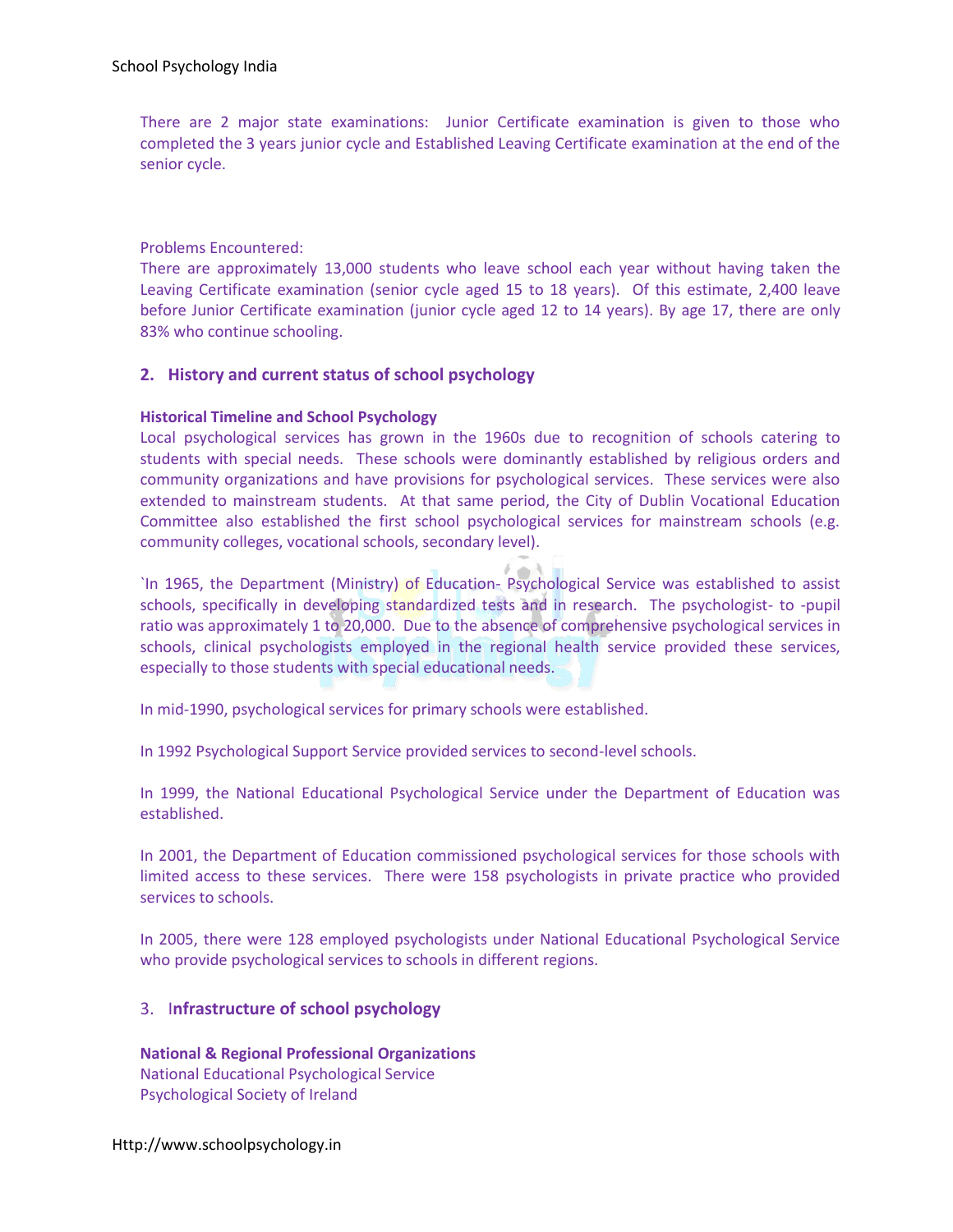There are 2 major state examinations: Junior Certificate examination is given to those who completed the 3 years junior cycle and Established Leaving Certificate examination at the end of the senior cycle.

Problems Encountered:
There are approximately 13,000 students who leave school each year without having taken the Leaving Certificate examination (senior cycle aged 15 to 18 years). Of this estimate, 2,400 leave before Junior Certificate examination (junior cycle aged 12 to 14 years). By age 17, there are only 83% who continue schooling.

## 2. History and current status of school psychology

**Historical Timeline and School Psychology**
Local psychological services has grown in the 1960s due to recognition of schools catering to students with special needs. These schools were dominantly established by religious orders and community organizations and have provisions for psychological services. These services were also extended to mainstream students. At that same period, the City of Dublin Vocational Education Committee also established the first school psychological services for mainstream schools (e.g. community colleges, vocational schools, secondary level).

`In 1965, the Department (Ministry) of Education- Psychological Service was established to assist schools, specifically in developing standardized tests and in research. The psychologist- to -pupil ratio was approximately 1 to 20,000. Due to the absence of comprehensive psychological services in schools, clinical psychologists employed in the regional health service provided these services, especially to those students with special educational needs.

In mid-1990, psychological services for primary schools were established.

In 1992 Psychological Support Service provided services to second-level schools.

In 1999, the National Educational Psychological Service under the Department of Education was established.

In 2001, the Department of Education commissioned psychological services for those schools with limited access to these services. There were 158 psychologists in private practice who provided services to schools.

In 2005, there were 128 employed psychologists under National Educational Psychological Service who provide psychological services to schools in different regions.

## 3. Infrastructure of school psychology

**National & Regional Professional Organizations**
National Educational Psychological Service
Psychological Society of Ireland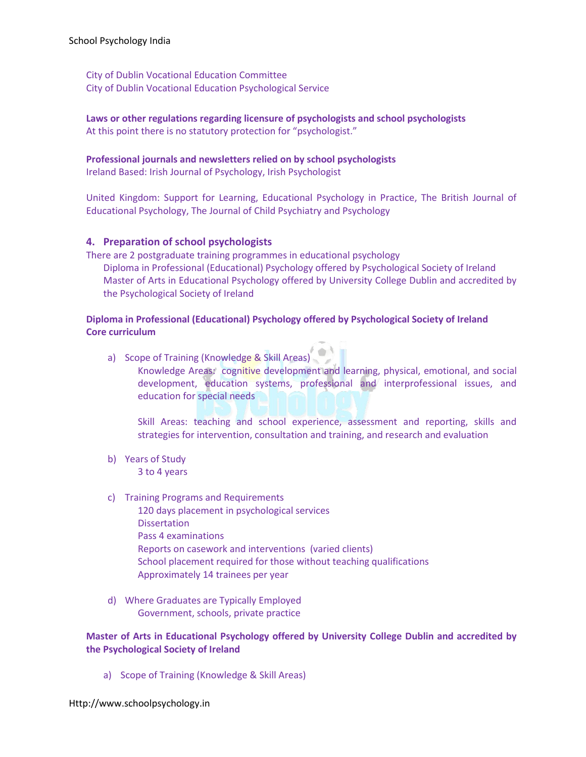City of Dublin Vocational Education Committee
City of Dublin Vocational Education Psychological Service

**Laws or other regulations regarding licensure of psychologists and school psychologists**
At this point there is no statutory protection for "psychologist."

**Professional journals and newsletters relied on by school psychologists**
Ireland Based: Irish Journal of Psychology, Irish Psychologist

United Kingdom: Support for Learning, Educational Psychology in Practice, The British Journal of Educational Psychology, The Journal of Child Psychiatry and Psychology

## 4. Preparation of school psychologists

There are 2 postgraduate training programmes in educational psychology

- Diploma in Professional (Educational) Psychology offered by Psychological Society of Ireland
- Master of Arts in Educational Psychology offered by University College Dublin and accredited by the Psychological Society of Ireland

**Diploma in Professional (Educational) Psychology offered by Psychological Society of Ireland**
**Core curriculum**

a) Scope of Training (Knowledge & Skill Areas)

Knowledge Areas: cognitive development and learning, physical, emotional, and social development, education systems, professional and interprofessional issues, and education for special needs

Skill Areas: teaching and school experience, assessment and reporting, skills and strategies for intervention, consultation and training, and research and evaluation

b) Years of Study

3 to 4 years

c) Training Programs and Requirements

- 120 days placement in psychological services
- Dissertation
- Pass 4 examinations
- Reports on casework and interventions (varied clients)
- School placement required for those without teaching qualifications
- Approximately 14 trainees per year

d) Where Graduates are Typically Employed

Government, schools, private practice

**Master of Arts in Educational Psychology offered by University College Dublin and accredited by the Psychological Society of Ireland**

a) Scope of Training (Knowledge & Skill Areas)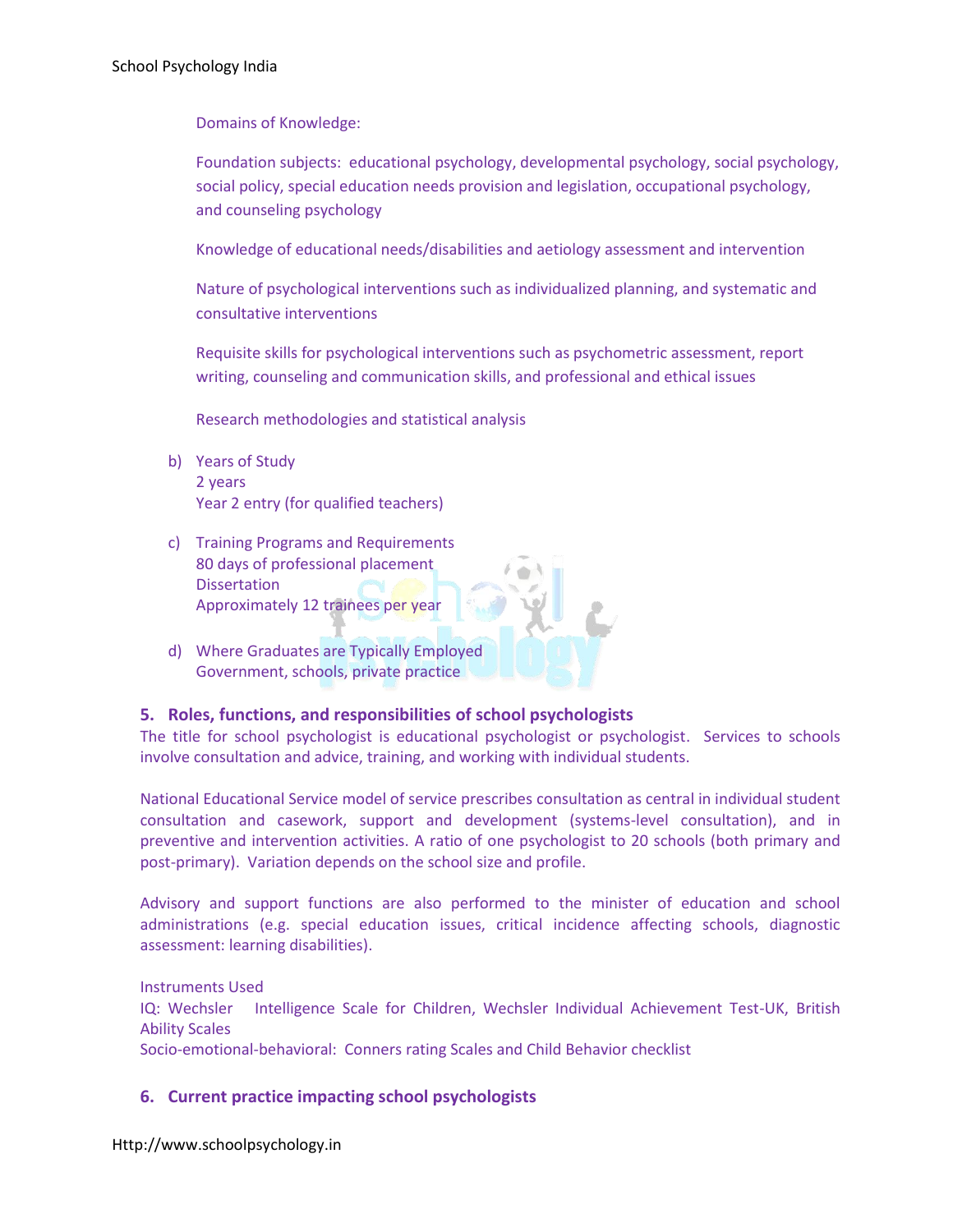Domains of Knowledge:

Foundation subjects: educational psychology, developmental psychology, social psychology, social policy, special education needs provision and legislation, occupational psychology, and counseling psychology

Knowledge of educational needs/disabilities and aetiology assessment and intervention

Nature of psychological interventions such as individualized planning, and systematic and consultative interventions

Requisite skills for psychological interventions such as psychometric assessment, report writing, counseling and communication skills, and professional and ethical issues

Research methodologies and statistical analysis

b) Years of Study
   2 years
   Year 2 entry (for qualified teachers)

c) Training Programs and Requirements
   80 days of professional placement
   Dissertation
   Approximately 12 trainees per year

d) Where Graduates are Typically Employed
   Government, schools, private practice

## 5. Roles, functions, and responsibilities of school psychologists

The title for school psychologist is educational psychologist or psychologist. Services to schools involve consultation and advice, training, and working with individual students.

National Educational Service model of service prescribes consultation as central in individual student consultation and casework, support and development (systems-level consultation), and in preventive and intervention activities. A ratio of one psychologist to 20 schools (both primary and post-primary). Variation depends on the school size and profile.

Advisory and support functions are also performed to the minister of education and school administrations (e.g. special education issues, critical incidence affecting schools, diagnostic assessment: learning disabilities).

Instruments Used
IQ: Wechsler Intelligence Scale for Children, Wechsler Individual Achievement Test-UK, British Ability Scales
Socio-emotional-behavioral: Conners rating Scales and Child Behavior checklist

## 6. Current practice impacting school psychologists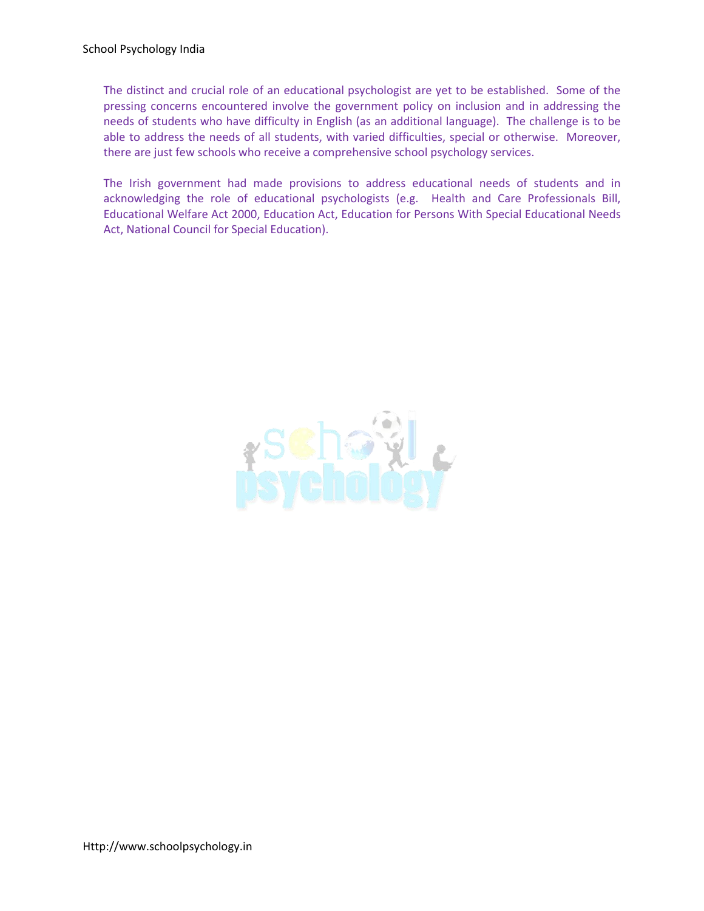The distinct and crucial role of an educational psychologist are yet to be established. Some of the pressing concerns encountered involve the government policy on inclusion and in addressing the needs of students who have difficulty in English (as an additional language). The challenge is to be able to address the needs of all students, with varied difficulties, special or otherwise. Moreover, there are just few schools who receive a comprehensive school psychology services.

The Irish government had made provisions to address educational needs of students and in acknowledging the role of educational psychologists (e.g. Health and Care Professionals Bill, Educational Welfare Act 2000, Education Act, Education for Persons With Special Educational Needs Act, National Council for Special Education).